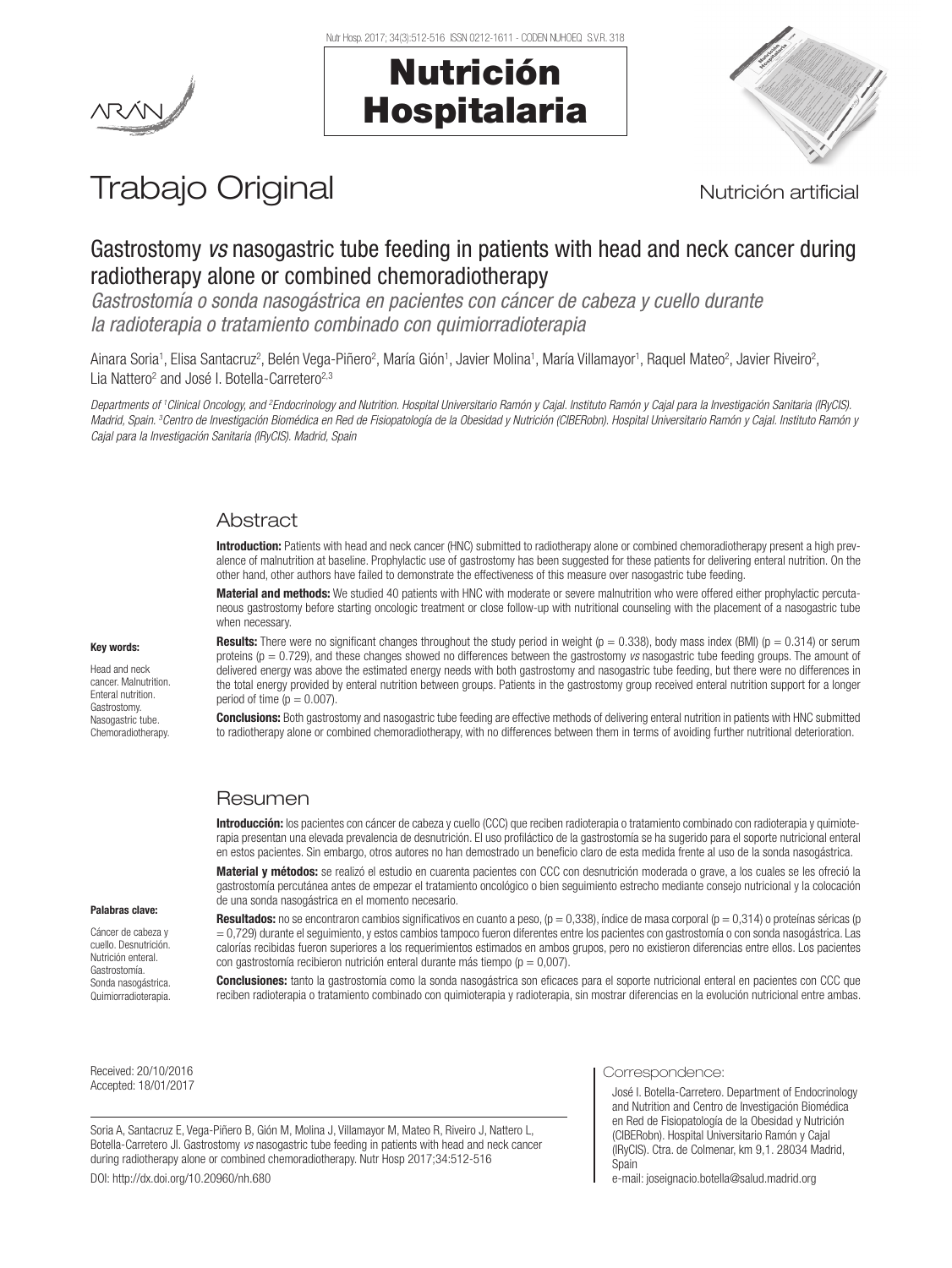# Trabajo Original

Nutrición artificial

## Gastrostomy *vs* nasogastric tube feeding in patients with head and neck cancer during radiotherapy alone or combined chemoradiotherapy

*Gastrostomía o sonda nasogástrica en pacientes con cáncer de cabeza y cuello durante la radioterapia o tratamiento combinado con quimiorradioterapia*

Ainara Soria[1], Elisa Santacruz[2], Belén Vega-Piñero[2], María Gión[1], Javier Molina[1], María Villamayor[1], Raquel Mateo[2], Javier Riveiro[2], Lia Nattero[2] and José I. Botella-Carretero[2,3]

*Departments of [1]Clinical Oncology, and [2]Endocrinology and Nutrition. Hospital Universitario Ramón y Cajal. Instituto Ramón y Cajal para la Investigación Sanitaria (IRyCIS). Madrid, Spain. [3]Centro de Investigación Biomédica en Red de Fisiopatología de la Obesidad y Nutrición (CIBERobn). Hospital Universitario Ramón y Cajal. Instituto Ramón y Cajal para la Investigación Sanitaria (IRyCIS). Madrid, Spain*

## Abstract

**Introduction:** Patients with head and neck cancer (HNC) submitted to radiotherapy alone or combined chemoradiotherapy present a high prevalence of malnutrition at baseline. Prophylactic use of gastrostomy has been suggested for these patients for delivering enteral nutrition. On the other hand, other authors have failed to demonstrate the effectiveness of this measure over nasogastric tube feeding.

**Material and methods:** We studied 40 patients with HNC with moderate or severe malnutrition who were offered either prophylactic percutaneous gastrostomy before starting oncologic treatment or close follow-up with nutritional counseling with the placement of a nasogastric tube when necessary.

**Results:** There were no significant changes throughout the study period in weight ($p = 0.338$), body mass index (BMI) ($p = 0.314$) or serum proteins ($p = 0.729$), and these changes showed no differences between the gastrostomy *vs* nasogastric tube feeding groups. The amount of delivered energy was above the estimated energy needs with both gastrostomy and nasogastric tube feeding, but there were no differences in the total energy provided by enteral nutrition between groups. Patients in the gastrostomy group received enteral nutrition support for a longer period of time ($p = 0.007$).

**Conclusions:** Both gastrostomy and nasogastric tube feeding are effective methods of delivering enteral nutrition in patients with HNC submitted to radiotherapy alone or combined chemoradiotherapy, with no differences between them in terms of avoiding further nutritional deterioration.

**Key words:**

Head and neck cancer. Malnutrition. Enteral nutrition. Gastrostomy. Nasogastric tube. Chemoradiotherapy.

## Resumen

**Introducción:** los pacientes con cáncer de cabeza y cuello (CCC) que reciben radioterapia o tratamiento combinado con radioterapia y quimioterapia presentan una elevada prevalencia de desnutrición. El uso profiláctico de la gastrostomía se ha sugerido para el soporte nutricional enteral en estos pacientes. Sin embargo, otros autores no han demostrado un beneficio claro de esta medida frente al uso de la sonda nasogástrica.

**Material y métodos:** se realizó el estudio en cuarenta pacientes con CCC con desnutrición moderada o grave, a los cuales se les ofreció la gastrostomía percutánea antes de empezar el tratamiento oncológico o bien seguimiento estrecho mediante consejo nutricional y la colocación de una sonda nasogástrica en el momento necesario.

**Resultados:** no se encontraron cambios significativos en cuanto a peso, ($p = 0,338$), índice de masa corporal ($p = 0,314$) o proteínas séricas ($p = 0,729$) durante el seguimiento, y estos cambios tampoco fueron diferentes entre los pacientes con gastrostomía o con sonda nasogástrica. Las calorías recibidas fueron superiores a los requerimientos estimados en ambos grupos, pero no existieron diferencias entre ellos. Los pacientes con gastrostomía recibieron nutrición enteral durante más tiempo ($p = 0,007$).

**Conclusiones:** tanto la gastrostomía como la sonda nasogástrica son eficaces para el soporte nutricional enteral en pacientes con CCC que reciben radioterapia o tratamiento combinado con quimioterapia y radioterapia, sin mostrar diferencias en la evolución nutricional entre ambas.

**Palabras clave:**

Cáncer de cabeza y cuello. Desnutrición. Nutrición enteral. Gastrostomía. Sonda nasogástrica. Quimiorradioterapia.

Received: 20/10/2016
Accepted: 18/01/2017

Soria A, Santacruz E, Vega-Piñero B, Gión M, Molina J, Villamayor M, Mateo R, Riveiro J, Nattero L, Botella-Carretero JI. Gastrostomy *vs* nasogastric tube feeding in patients with head and neck cancer during radiotherapy alone or combined chemoradiotherapy. Nutr Hosp 2017;34:512-516

DOI: http://dx.doi.org/10.20960/nh.680

Correspondence:

José I. Botella-Carretero. Department of Endocrinology and Nutrition and Centro de Investigación Biomédica en Red de Fisiopatología de la Obesidad y Nutrición (CIBERobn). Hospital Universitario Ramón y Cajal (IRyCIS). Ctra. de Colmenar, km 9,1. 28034 Madrid, Spain

e-mail: joseignacio.botella@salud.madrid.org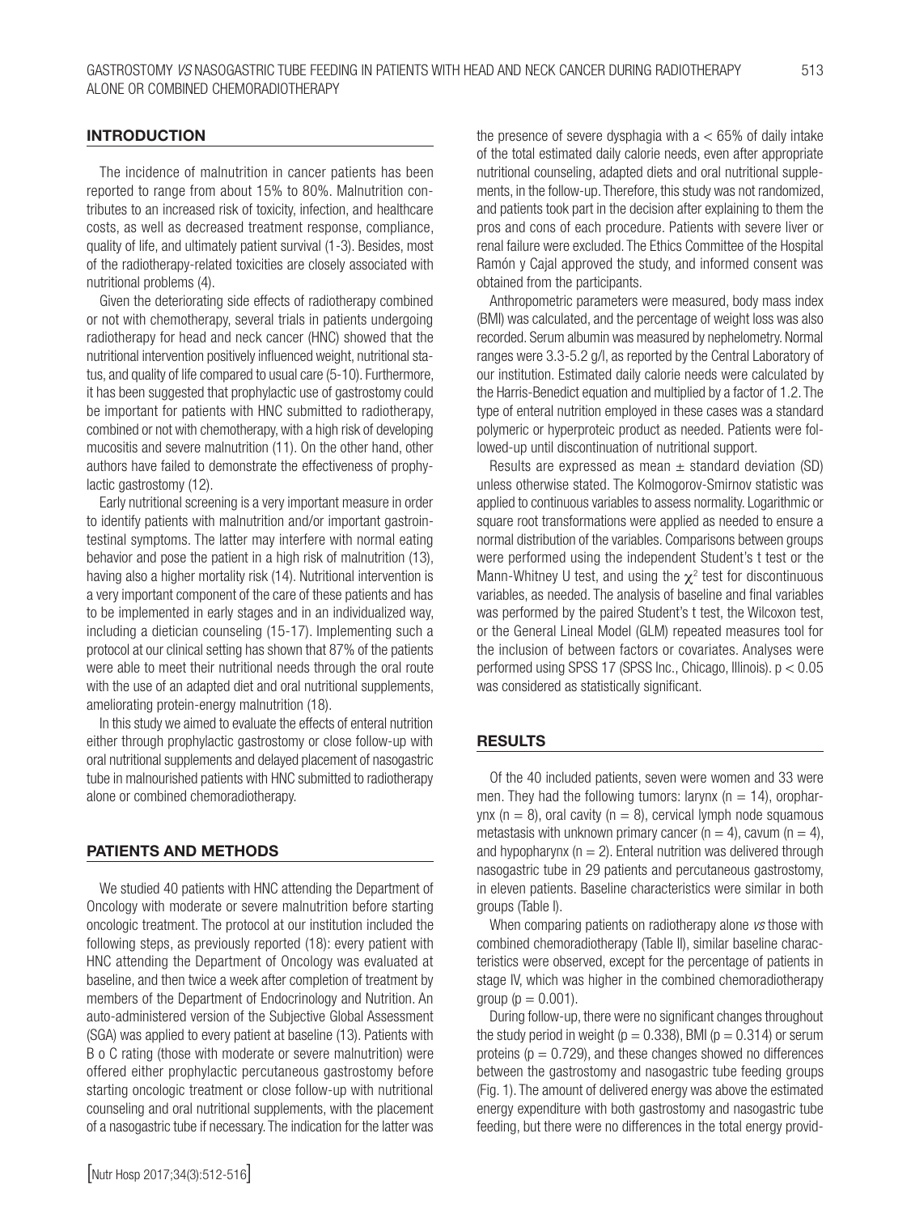## INTRODUCTION

The incidence of malnutrition in cancer patients has been reported to range from about 15% to 80%. Malnutrition contributes to an increased risk of toxicity, infection, and healthcare costs, as well as decreased treatment response, compliance, quality of life, and ultimately patient survival (1-3). Besides, most of the radiotherapy-related toxicities are closely associated with nutritional problems (4).

Given the deteriorating side effects of radiotherapy combined or not with chemotherapy, several trials in patients undergoing radiotherapy for head and neck cancer (HNC) showed that the nutritional intervention positively influenced weight, nutritional status, and quality of life compared to usual care (5-10). Furthermore, it has been suggested that prophylactic use of gastrostomy could be important for patients with HNC submitted to radiotherapy, combined or not with chemotherapy, with a high risk of developing mucositis and severe malnutrition (11). On the other hand, other authors have failed to demonstrate the effectiveness of prophylactic gastrostomy (12).

Early nutritional screening is a very important measure in order to identify patients with malnutrition and/or important gastrointestinal symptoms. The latter may interfere with normal eating behavior and pose the patient in a high risk of malnutrition (13), having also a higher mortality risk (14). Nutritional intervention is a very important component of the care of these patients and has to be implemented in early stages and in an individualized way, including a dietician counseling (15-17). Implementing such a protocol at our clinical setting has shown that 87% of the patients were able to meet their nutritional needs through the oral route with the use of an adapted diet and oral nutritional supplements, ameliorating protein-energy malnutrition (18).

In this study we aimed to evaluate the effects of enteral nutrition either through prophylactic gastrostomy or close follow-up with oral nutritional supplements and delayed placement of nasogastric tube in malnourished patients with HNC submitted to radiotherapy alone or combined chemoradiotherapy.

## PATIENTS AND METHODS

We studied 40 patients with HNC attending the Department of Oncology with moderate or severe malnutrition before starting oncologic treatment. The protocol at our institution included the following steps, as previously reported (18): every patient with HNC attending the Department of Oncology was evaluated at baseline, and then twice a week after completion of treatment by members of the Department of Endocrinology and Nutrition. An auto-administered version of the Subjective Global Assessment (SGA) was applied to every patient at baseline (13). Patients with B o C rating (those with moderate or severe malnutrition) were offered either prophylactic percutaneous gastrostomy before starting oncologic treatment or close follow-up with nutritional counseling and oral nutritional supplements, with the placement of a nasogastric tube if necessary. The indication for the latter was the presence of severe dysphagia with a < 65% of daily intake of the total estimated daily calorie needs, even after appropriate nutritional counseling, adapted diets and oral nutritional supplements, in the follow-up. Therefore, this study was not randomized, and patients took part in the decision after explaining to them the pros and cons of each procedure. Patients with severe liver or renal failure were excluded. The Ethics Committee of the Hospital Ramón y Cajal approved the study, and informed consent was obtained from the participants.

Anthropometric parameters were measured, body mass index (BMI) was calculated, and the percentage of weight loss was also recorded. Serum albumin was measured by nephelometry. Normal ranges were 3.3-5.2 g/l, as reported by the Central Laboratory of our institution. Estimated daily calorie needs were calculated by the Harris-Benedict equation and multiplied by a factor of 1.2. The type of enteral nutrition employed in these cases was a standard polymeric or hyperproteic product as needed. Patients were followed-up until discontinuation of nutritional support.

Results are expressed as mean ± standard deviation (SD) unless otherwise stated. The Kolmogorov-Smirnov statistic was applied to continuous variables to assess normality. Logarithmic or square root transformations were applied as needed to ensure a normal distribution of the variables. Comparisons between groups were performed using the independent Student's t test or the Mann-Whitney U test, and using the $\chi^2$ test for discontinuous variables, as needed. The analysis of baseline and final variables was performed by the paired Student's t test, the Wilcoxon test, or the General Lineal Model (GLM) repeated measures tool for the inclusion of between factors or covariates. Analyses were performed using SPSS 17 (SPSS Inc., Chicago, Illinois). $p < 0.05$ was considered as statistically significant.

## RESULTS

Of the 40 included patients, seven were women and 33 were men. They had the following tumors: larynx (n = 14), oropharynx (n = 8), oral cavity (n = 8), cervical lymph node squamous metastasis with unknown primary cancer (n = 4), cavum (n = 4), and hypopharynx (n = 2). Enteral nutrition was delivered through nasogastric tube in 29 patients and percutaneous gastrostomy, in eleven patients. Baseline characteristics were similar in both groups (Table I).

When comparing patients on radiotherapy alone *vs* those with combined chemoradiotherapy (Table II), similar baseline characteristics were observed, except for the percentage of patients in stage IV, which was higher in the combined chemoradiotherapy group ($p = 0.001$).

During follow-up, there were no significant changes throughout the study period in weight ($p = 0.338$), BMI ($p = 0.314$) or serum proteins ($p = 0.729$), and these changes showed no differences between the gastrostomy and nasogastric tube feeding groups (Fig. 1). The amount of delivered energy was above the estimated energy expenditure with both gastrostomy and nasogastric tube feeding, but there were no differences in the total energy provid-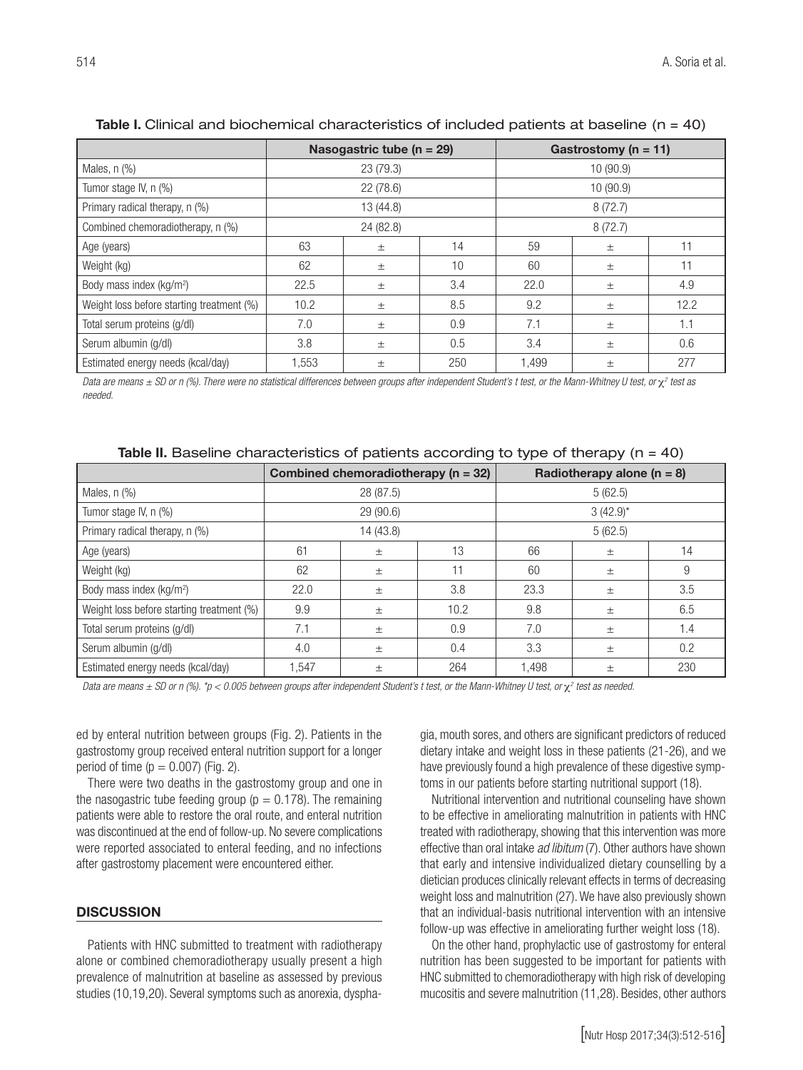**Table I.** Clinical and biochemical characteristics of included patients at baseline (n = 40)

| | Nasogastric tube (n = 29) | | | Gastrostomy (n = 11) | | |
|---|---|---|---|---|---|---|
| Males, n (%) | 23 (79.3) | | | 10 (90.9) | | |
| Tumor stage IV, n (%) | 22 (78.6) | | | 10 (90.9) | | |
| Primary radical therapy, n (%) | 13 (44.8) | | | 8 (72.7) | | |
| Combined chemoradiotherapy, n (%) | 24 (82.8) | | | 8 (72.7) | | |
| Age (years) | 63 | ± | 14 | 59 | ± | 11 |
| Weight (kg) | 62 | ± | 10 | 60 | ± | 11 |
| Body mass index (kg/m²) | 22.5 | ± | 3.4 | 22.0 | ± | 4.9 |
| Weight loss before starting treatment (%) | 10.2 | ± | 8.5 | 9.2 | ± | 12.2 |
| Total serum proteins (g/dl) | 7.0 | ± | 0.9 | 7.1 | ± | 1.1 |
| Serum albumin (g/dl) | 3.8 | ± | 0.5 | 3.4 | ± | 0.6 |
| Estimated energy needs (kcal/day) | 1,553 | ± | 250 | 1,499 | ± | 277 |

*Data are means ± SD or n (%). There were no statistical differences between groups after independent Student's t test, or the Mann-Whitney U test, or $\chi^2$ test as needed.*

**Table II.** Baseline characteristics of patients according to type of therapy (n = 40)

| | Combined chemoradiotherapy (n = 32) | | | Radiotherapy alone (n = 8) | | |
|---|---|---|---|---|---|---|
| Males, n (%) | 28 (87.5) | | | 5 (62.5) | | |
| Tumor stage IV, n (%) | 29 (90.6) | | | 3 (42.9)* | | |
| Primary radical therapy, n (%) | 14 (43.8) | | | 5 (62.5) | | |
| Age (years) | 61 | ± | 13 | 66 | ± | 14 |
| Weight (kg) | 62 | ± | 11 | 60 | ± | 9 |
| Body mass index (kg/m²) | 22.0 | ± | 3.8 | 23.3 | ± | 3.5 |
| Weight loss before starting treatment (%) | 9.9 | ± | 10.2 | 9.8 | ± | 6.5 |
| Total serum proteins (g/dl) | 7.1 | ± | 0.9 | 7.0 | ± | 1.4 |
| Serum albumin (g/dl) | 4.0 | ± | 0.4 | 3.3 | ± | 0.2 |
| Estimated energy needs (kcal/day) | 1,547 | ± | 264 | 1,498 | ± | 230 |

*Data are means ± SD or n (%). *$p < 0.005$ between groups after independent Student's t test, or the Mann-Whitney U test, or $\chi^2$ test as needed.*

ed by enteral nutrition between groups (Fig. 2). Patients in the gastrostomy group received enteral nutrition support for a longer period of time ($p = 0.007$) (Fig. 2).

There were two deaths in the gastrostomy group and one in the nasogastric tube feeding group ($p = 0.178$). The remaining patients were able to restore the oral route, and enteral nutrition was discontinued at the end of follow-up. No severe complications were reported associated to enteral feeding, and no infections after gastrostomy placement were encountered either.

## DISCUSSION

Patients with HNC submitted to treatment with radiotherapy alone or combined chemoradiotherapy usually present a high prevalence of malnutrition at baseline as assessed by previous studies (10,19,20). Several symptoms such as anorexia, dysphagia, mouth sores, and others are significant predictors of reduced dietary intake and weight loss in these patients (21-26), and we have previously found a high prevalence of these digestive symptoms in our patients before starting nutritional support (18).

Nutritional intervention and nutritional counseling have shown to be effective in ameliorating malnutrition in patients with HNC treated with radiotherapy, showing that this intervention was more effective than oral intake *ad libitum* (7). Other authors have shown that early and intensive individualized dietary counselling by a dietician produces clinically relevant effects in terms of decreasing weight loss and malnutrition (27). We have also previously shown that an individual-basis nutritional intervention with an intensive follow-up was effective in ameliorating further weight loss (18).

On the other hand, prophylactic use of gastrostomy for enteral nutrition has been suggested to be important for patients with HNC submitted to chemoradiotherapy with high risk of developing mucositis and severe malnutrition (11,28). Besides, other authors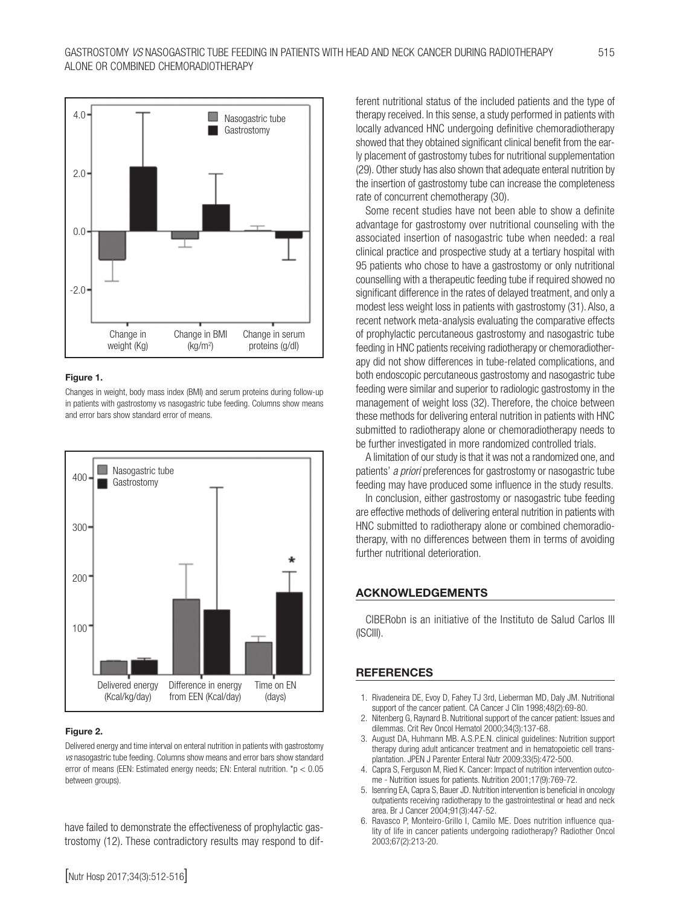**Figure 1.**

Changes in weight, body mass index (BMI) and serum proteins during follow-up in patients with gastrostomy vs nasogastric tube feeding. Columns show means and error bars show standard error of means.

**Figure 2.**

Delivered energy and time interval on enteral nutrition in patients with gastrostomy *vs* nasogastric tube feeding. Columns show means and error bars show standard error of means (EEN: Estimated energy needs; EN: Enteral nutrition. *$p < 0.05$ between groups).

have failed to demonstrate the effectiveness of prophylactic gastrostomy (12). These contradictory results may respond to different nutritional status of the included patients and the type of therapy received. In this sense, a study performed in patients with locally advanced HNC undergoing definitive chemoradiotherapy showed that they obtained significant clinical benefit from the early placement of gastrostomy tubes for nutritional supplementation (29). Other study has also shown that adequate enteral nutrition by the insertion of gastrostomy tube can increase the completeness rate of concurrent chemotherapy (30).

Some recent studies have not been able to show a definite advantage for gastrostomy over nutritional counseling with the associated insertion of nasogastric tube when needed: a real clinical practice and prospective study at a tertiary hospital with 95 patients who chose to have a gastrostomy or only nutritional counselling with a therapeutic feeding tube if required showed no significant difference in the rates of delayed treatment, and only a modest less weight loss in patients with gastrostomy (31). Also, a recent network meta-analysis evaluating the comparative effects of prophylactic percutaneous gastrostomy and nasogastric tube feeding in HNC patients receiving radiotherapy or chemoradiotherapy did not show differences in tube-related complications, and both endoscopic percutaneous gastrostomy and nasogastric tube feeding were similar and superior to radiologic gastrostomy in the management of weight loss (32). Therefore, the choice between these methods for delivering enteral nutrition in patients with HNC submitted to radiotherapy alone or chemoradiotherapy needs to be further investigated in more randomized controlled trials.

A limitation of our study is that it was not a randomized one, and patients' *a priori* preferences for gastrostomy or nasogastric tube feeding may have produced some influence in the study results.

In conclusion, either gastrostomy or nasogastric tube feeding are effective methods of delivering enteral nutrition in patients with HNC submitted to radiotherapy alone or combined chemoradiotherapy, with no differences between them in terms of avoiding further nutritional deterioration.

## ACKNOWLEDGEMENTS

CIBERobn is an initiative of the Instituto de Salud Carlos III (ISCIII).

## REFERENCES

1. Rivadeneira DE, Evoy D, Fahey TJ 3rd, Lieberman MD, Daly JM. Nutritional support of the cancer patient. CA Cancer J Clin 1998;48(2):69-80.
2. Nitenberg G, Raynard B. Nutritional support of the cancer patient: Issues and dilemmas. Crit Rev Oncol Hematol 2000;34(3):137-68.
3. August DA, Huhmann MB. A.S.P.E.N. clinical guidelines: Nutrition support therapy during adult anticancer treatment and in hematopoietic cell transplantation. JPEN J Parenter Enteral Nutr 2009;33(5):472-500.
4. Capra S, Ferguson M, Ried K. Cancer: Impact of nutrition intervention outcome - Nutrition issues for patients. Nutrition 2001;17(9):769-72.
5. Isenring EA, Capra S, Bauer JD. Nutrition intervention is beneficial in oncology outpatients receiving radiotherapy to the gastrointestinal or head and neck area. Br J Cancer 2004;91(3):447-52.
6. Ravasco P, Monteiro-Grillo I, Camilo ME. Does nutrition influence quality of life in cancer patients undergoing radiotherapy? Radiother Oncol 2003;67(2):213-20.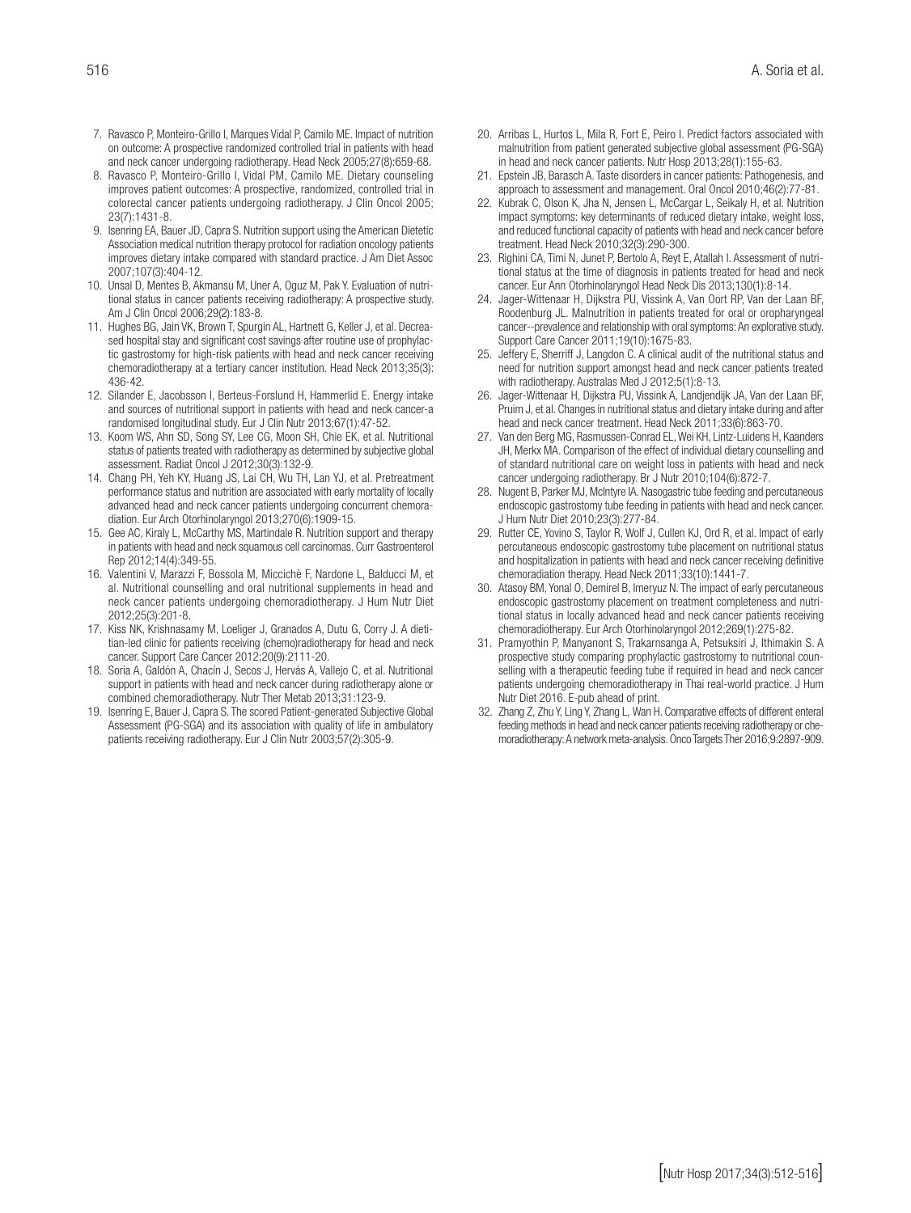7. Ravasco P, Monteiro-Grillo I, Marques Vidal P, Camilo ME. Impact of nutrition on outcome: A prospective randomized controlled trial in patients with head and neck cancer undergoing radiotherapy. Head Neck 2005;27(8):659-68.
8. Ravasco P, Monteiro-Grillo I, Vidal PM, Camilo ME. Dietary counseling improves patient outcomes: A prospective, randomized, controlled trial in colorectal cancer patients undergoing radiotherapy. J Clin Oncol 2005; 23(7):1431-8.
9. Isenring EA, Bauer JD, Capra S. Nutrition support using the American Dietetic Association medical nutrition therapy protocol for radiation oncology patients improves dietary intake compared with standard practice. J Am Diet Assoc 2007;107(3):404-12.
10. Unsal D, Mentes B, Akmansu M, Uner A, Oguz M, Pak Y. Evaluation of nutritional status in cancer patients receiving radiotherapy: A prospective study. Am J Clin Oncol 2006;29(2):183-8.
11. Hughes BG, Jain VK, Brown T, Spurgin AL, Hartnett G, Keller J, et al. Decreased hospital stay and significant cost savings after routine use of prophylactic gastrostomy for high-risk patients with head and neck cancer receiving chemoradiotherapy at a tertiary cancer institution. Head Neck 2013;35(3): 436-42.
12. Silander E, Jacobsson I, Berteus-Forslund H, Hammerlid E. Energy intake and sources of nutritional support in patients with head and neck cancer-a randomised longitudinal study. Eur J Clin Nutr 2013;67(1):47-52.
13. Koom WS, Ahn SD, Song SY, Lee CG, Moon SH, Chie EK, et al. Nutritional status of patients treated with radiotherapy as determined by subjective global assessment. Radiat Oncol J 2012;30(3):132-9.
14. Chang PH, Yeh KY, Huang JS, Lai CH, Wu TH, Lan YJ, et al. Pretreatment performance status and nutrition are associated with early mortality of locally advanced head and neck cancer patients undergoing concurrent chemoradiation. Eur Arch Otorhinolaryngol 2013;270(6):1909-15.
15. Gee AC, Kiraly L, McCarthy MS, Martindale R. Nutrition support and therapy in patients with head and neck squamous cell carcinomas. Curr Gastroenterol Rep 2012;14(4):349-55.
16. Valentini V, Marazzi F, Bossola M, Micciché F, Nardone L, Balducci M, et al. Nutritional counselling and oral nutritional supplements in head and neck cancer patients undergoing chemoradiotherapy. J Hum Nutr Diet 2012;25(3):201-8.
17. Kiss NK, Krishnasamy M, Loeliger J, Granados A, Dutu G, Corry J. A dietitian-led clinic for patients receiving (chemo)radiotherapy for head and neck cancer. Support Care Cancer 2012;20(9):2111-20.
18. Soria A, Galdón A, Chacín J, Secos J, Hervás A, Vallejo C, et al. Nutritional support in patients with head and neck cancer during radiotherapy alone or combined chemoradiotherapy. Nutr Ther Metab 2013;31:123-9.
19. Isenring E, Bauer J, Capra S. The scored Patient-generated Subjective Global Assessment (PG-SGA) and its association with quality of life in ambulatory patients receiving radiotherapy. Eur J Clin Nutr 2003;57(2):305-9.
20. Arribas L, Hurtos L, Mila R, Fort E, Peiro I. Predict factors associated with malnutrition from patient generated subjective global assessment (PG-SGA) in head and neck cancer patients. Nutr Hosp 2013;28(1):155-63.
21. Epstein JB, Barasch A. Taste disorders in cancer patients: Pathogenesis, and approach to assessment and management. Oral Oncol 2010;46(2):77-81.
22. Kubrak C, Olson K, Jha N, Jensen L, McCargar L, Seikaly H, et al. Nutrition impact symptoms: key determinants of reduced dietary intake, weight loss, and reduced functional capacity of patients with head and neck cancer before treatment. Head Neck 2010;32(3):290-300.
23. Righini CA, Timi N, Junet P, Bertolo A, Reyt E, Atallah I. Assessment of nutritional status at the time of diagnosis in patients treated for head and neck cancer. Eur Ann Otorhinolaryngol Head Neck Dis 2013;130(1):8-14.
24. Jager-Wittenaar H, Dijkstra PU, Vissink A, Van Oort RP, Van der Laan BF, Roodenburg JL. Malnutrition in patients treated for oral or oropharyngeal cancer--prevalence and relationship with oral symptoms: An explorative study. Support Care Cancer 2011;19(10):1675-83.
25. Jeffery E, Sherriff J, Langdon C. A clinical audit of the nutritional status and need for nutrition support amongst head and neck cancer patients treated with radiotherapy. Australas Med J 2012;5(1):8-13.
26. Jager-Wittenaar H, Dijkstra PU, Vissink A, Landjendijk JA, Van der Laan BF, Pruim J, et al. Changes in nutritional status and dietary intake during and after head and neck cancer treatment. Head Neck 2011;33(6):863-70.
27. Van den Berg MG, Rasmussen-Conrad EL, Wei KH, Lintz-Luidens H, Kaanders JH, Merkx MA. Comparison of the effect of individual dietary counselling and of standard nutritional care on weight loss in patients with head and neck cancer undergoing radiotherapy. Br J Nutr 2010;104(6):872-7.
28. Nugent B, Parker MJ, McIntyre IA. Nasogastric tube feeding and percutaneous endoscopic gastrostomy tube feeding in patients with head and neck cancer. J Hum Nutr Diet 2010;23(3):277-84.
29. Rutter CE, Yovino S, Taylor R, Wolf J, Cullen KJ, Ord R, et al. Impact of early percutaneous endoscopic gastrostomy tube placement on nutritional status and hospitalization in patients with head and neck cancer receiving definitive chemoradiation therapy. Head Neck 2011;33(10):1441-7.
30. Atasoy BM, Yonal O, Demirel B, Imeryuz N. The impact of early percutaneous endoscopic gastrostomy placement on treatment completeness and nutritional status in locally advanced head and neck cancer patients receiving chemoradiotherapy. Eur Arch Otorhinolaryngol 2012;269(1):275-82.
31. Pramyothin P, Manyanont S, Trakarnsanga A, Petsuksiri J, Ithimakin S. A prospective study comparing prophylactic gastrostomy to nutritional counselling with a therapeutic feeding tube if required in head and neck cancer patients undergoing chemoradiotherapy in Thai real-world practice. J Hum Nutr Diet 2016. E-pub ahead of print.
32. Zhang Z, Zhu Y, Ling Y, Zhang L, Wan H. Comparative effects of different enteral feeding methods in head and neck cancer patients receiving radiotherapy or chemoradiotherapy: A network meta-analysis. Onco Targets Ther 2016;9:2897-909.